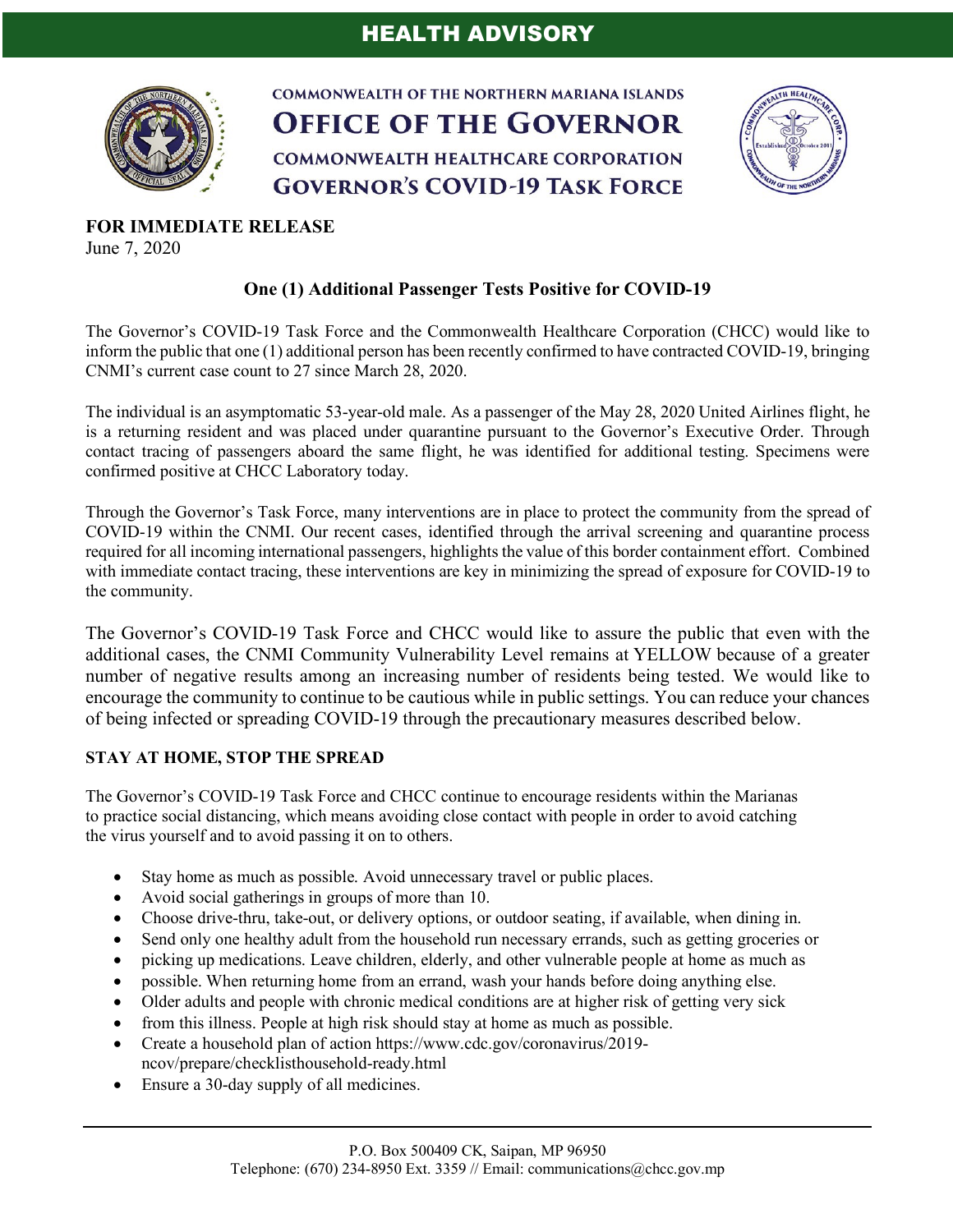# HEALTH ADVISORY

COMMONWEALTH OF THE NORTHERN MARIANA ISLANDS

**OFFICE OF THE GOVERNOR**

COMMONWEALTH HEALTHCARE CORPORATION

**GOVERNOR'S COVID-19 TASK FORCE**

**FOR IMMEDIATE RELEASE**
June 7, 2020

## One (1) Additional Passenger Tests Positive for COVID-19

The Governor's COVID-19 Task Force and the Commonwealth Healthcare Corporation (CHCC) would like to inform the public that one (1) additional person has been recently confirmed to have contracted COVID-19, bringing CNMI's current case count to 27 since March 28, 2020.

The individual is an asymptomatic 53-year-old male. As a passenger of the May 28, 2020 United Airlines flight, he is a returning resident and was placed under quarantine pursuant to the Governor's Executive Order. Through contact tracing of passengers aboard the same flight, he was identified for additional testing. Specimens were confirmed positive at CHCC Laboratory today.

Through the Governor's Task Force, many interventions are in place to protect the community from the spread of COVID-19 within the CNMI. Our recent cases, identified through the arrival screening and quarantine process required for all incoming international passengers, highlights the value of this border containment effort. Combined with immediate contact tracing, these interventions are key in minimizing the spread of exposure for COVID-19 to the community.

The Governor's COVID-19 Task Force and CHCC would like to assure the public that even with the additional cases, the CNMI Community Vulnerability Level remains at YELLOW because of a greater number of negative results among an increasing number of residents being tested. We would like to encourage the community to continue to be cautious while in public settings. You can reduce your chances of being infected or spreading COVID-19 through the precautionary measures described below.

**STAY AT HOME, STOP THE SPREAD**

The Governor's COVID-19 Task Force and CHCC continue to encourage residents within the Marianas to practice social distancing, which means avoiding close contact with people in order to avoid catching the virus yourself and to avoid passing it on to others.

- Stay home as much as possible. Avoid unnecessary travel or public places.
- Avoid social gatherings in groups of more than 10.
- Choose drive-thru, take-out, or delivery options, or outdoor seating, if available, when dining in.
- Send only one healthy adult from the household run necessary errands, such as getting groceries or
- picking up medications. Leave children, elderly, and other vulnerable people at home as much as
- possible. When returning home from an errand, wash your hands before doing anything else.
- Older adults and people with chronic medical conditions are at higher risk of getting very sick
- from this illness. People at high risk should stay at home as much as possible.
- Create a household plan of action https://www.cdc.gov/coronavirus/2019-ncov/prepare/checklisthousehold-ready.html
- Ensure a 30-day supply of all medicines.

P.O. Box 500409 CK, Saipan, MP 96950
Telephone: (670) 234-8950 Ext. 3359 // Email: communications@chcc.gov.mp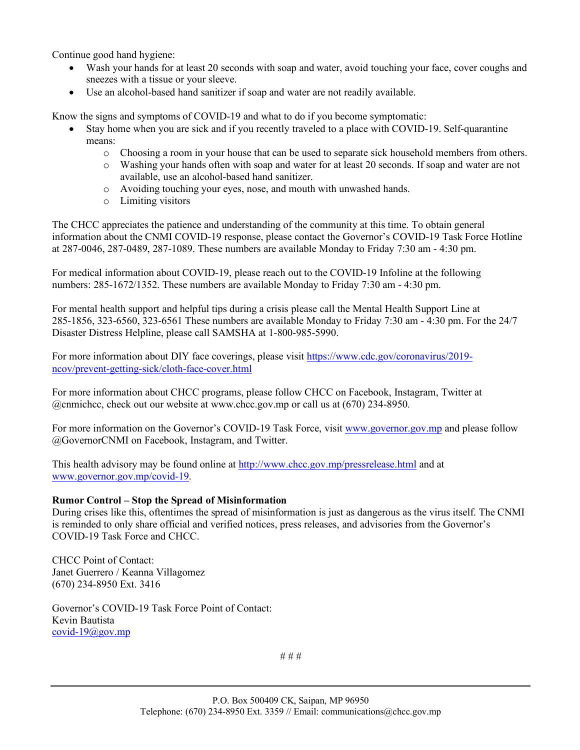Continue good hand hygiene:

- Wash your hands for at least 20 seconds with soap and water, avoid touching your face, cover coughs and sneezes with a tissue or your sleeve.
- Use an alcohol-based hand sanitizer if soap and water are not readily available.

Know the signs and symptoms of COVID-19 and what to do if you become symptomatic:

- Stay home when you are sick and if you recently traveled to a place with COVID-19. Self-quarantine means:
    - Choosing a room in your house that can be used to separate sick household members from others.
    - Washing your hands often with soap and water for at least 20 seconds. If soap and water are not available, use an alcohol-based hand sanitizer.
    - Avoiding touching your eyes, nose, and mouth with unwashed hands.
    - Limiting visitors

The CHCC appreciates the patience and understanding of the community at this time. To obtain general information about the CNMI COVID-19 response, please contact the Governor's COVID-19 Task Force Hotline at 287-0046, 287-0489, 287-1089. These numbers are available Monday to Friday 7:30 am - 4:30 pm.

For medical information about COVID-19, please reach out to the COVID-19 Infoline at the following numbers: 285-1672/1352. These numbers are available Monday to Friday 7:30 am - 4:30 pm.

For mental health support and helpful tips during a crisis please call the Mental Health Support Line at 285-1856, 323-6560, 323-6561 These numbers are available Monday to Friday 7:30 am - 4:30 pm. For the 24/7 Disaster Distress Helpline, please call SAMSHA at 1-800-985-5990.

For more information about DIY face coverings, please visit [https://www.cdc.gov/coronavirus/2019-ncov/prevent-getting-sick/cloth-face-cover.html](https://www.cdc.gov/coronavirus/2019-ncov/prevent-getting-sick/cloth-face-cover.html)

For more information about CHCC programs, please follow CHCC on Facebook, Instagram, Twitter at @cnmichcc, check out our website at www.chcc.gov.mp or call us at (670) 234-8950.

For more information on the Governor's COVID-19 Task Force, visit [www.governor.gov.mp](www.governor.gov.mp) and please follow @GovernorCNMI on Facebook, Instagram, and Twitter.

This health advisory may be found online at [http://www.chcc.gov.mp/pressrelease.html](http://www.chcc.gov.mp/pressrelease.html) and at [www.governor.gov.mp/covid-19](www.governor.gov.mp/covid-19).

**Rumor Control – Stop the Spread of Misinformation**

During crises like this, oftentimes the spread of misinformation is just as dangerous as the virus itself. The CNMI is reminded to only share official and verified notices, press releases, and advisories from the Governor's COVID-19 Task Force and CHCC.

CHCC Point of Contact:
Janet Guerrero / Keanna Villagomez
(670) 234-8950 Ext. 3416

Governor's COVID-19 Task Force Point of Contact:
Kevin Bautista
[covid-19@gov.mp](mailto:covid-19@gov.mp)

# # #

P.O. Box 500409 CK, Saipan, MP 96950
Telephone: (670) 234-8950 Ext. 3359 // Email: communications@chcc.gov.mp